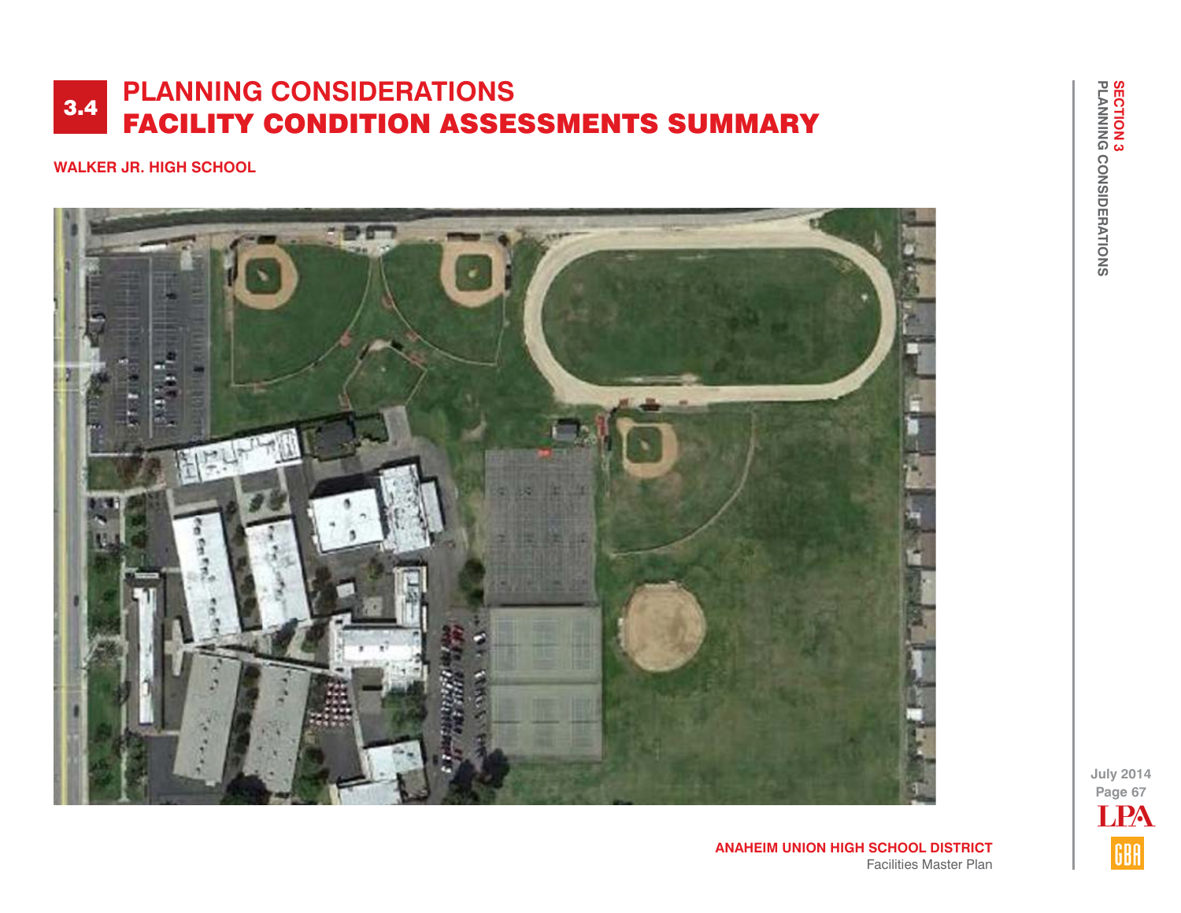# 3.4 PLANNING CONSIDERATIONS
# FACILITY CONDITION ASSESSMENTS SUMMARY

## WALKER JR. HIGH SCHOOL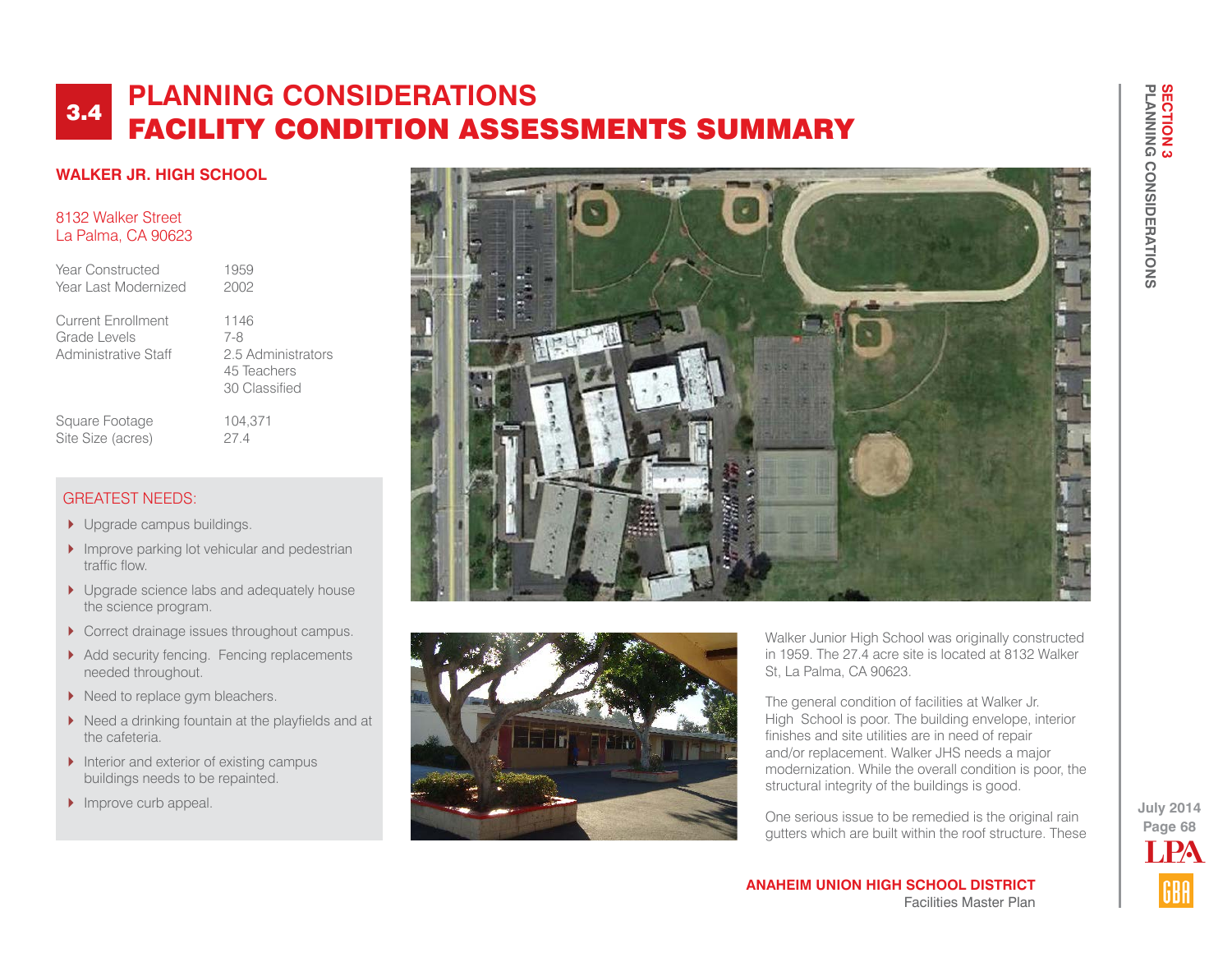# 3.4 PLANNING CONSIDERATIONS
# FACILITY CONDITION ASSESSMENTS SUMMARY

## WALKER JR. HIGH SCHOOL

8132 Walker Street
La Palma, CA 90623

| | |
|---|---|
| Year Constructed | 1959 |
| Year Last Modernized | 2002 |
| Current Enrollment | 1146 |
| Grade Levels | 7-8 |
| Administrative Staff | 2.5 Administrators<br>45 Teachers<br>30 Classified |
| Square Footage | 104,371 |
| Site Size (acres) | 27.4 |

### GREATEST NEEDS:

- Upgrade campus buildings.
- Improve parking lot vehicular and pedestrian traffic flow.
- Upgrade science labs and adequately house the science program.
- Correct drainage issues throughout campus.
- Add security fencing. Fencing replacements needed throughout.
- Need to replace gym bleachers.
- Need a drinking fountain at the playfields and at the cafeteria.
- Interior and exterior of existing campus buildings needs to be repainted.
- Improve curb appeal.

Walker Junior High School was originally constructed in 1959. The 27.4 acre site is located at 8132 Walker St, La Palma, CA 90623.

The general condition of facilities at Walker Jr. High School is poor. The building envelope, interior finishes and site utilities are in need of repair and/or replacement. Walker JHS needs a major modernization. While the overall condition is poor, the structural integrity of the buildings is good.

One serious issue to be remedied is the original rain gutters which are built within the roof structure. These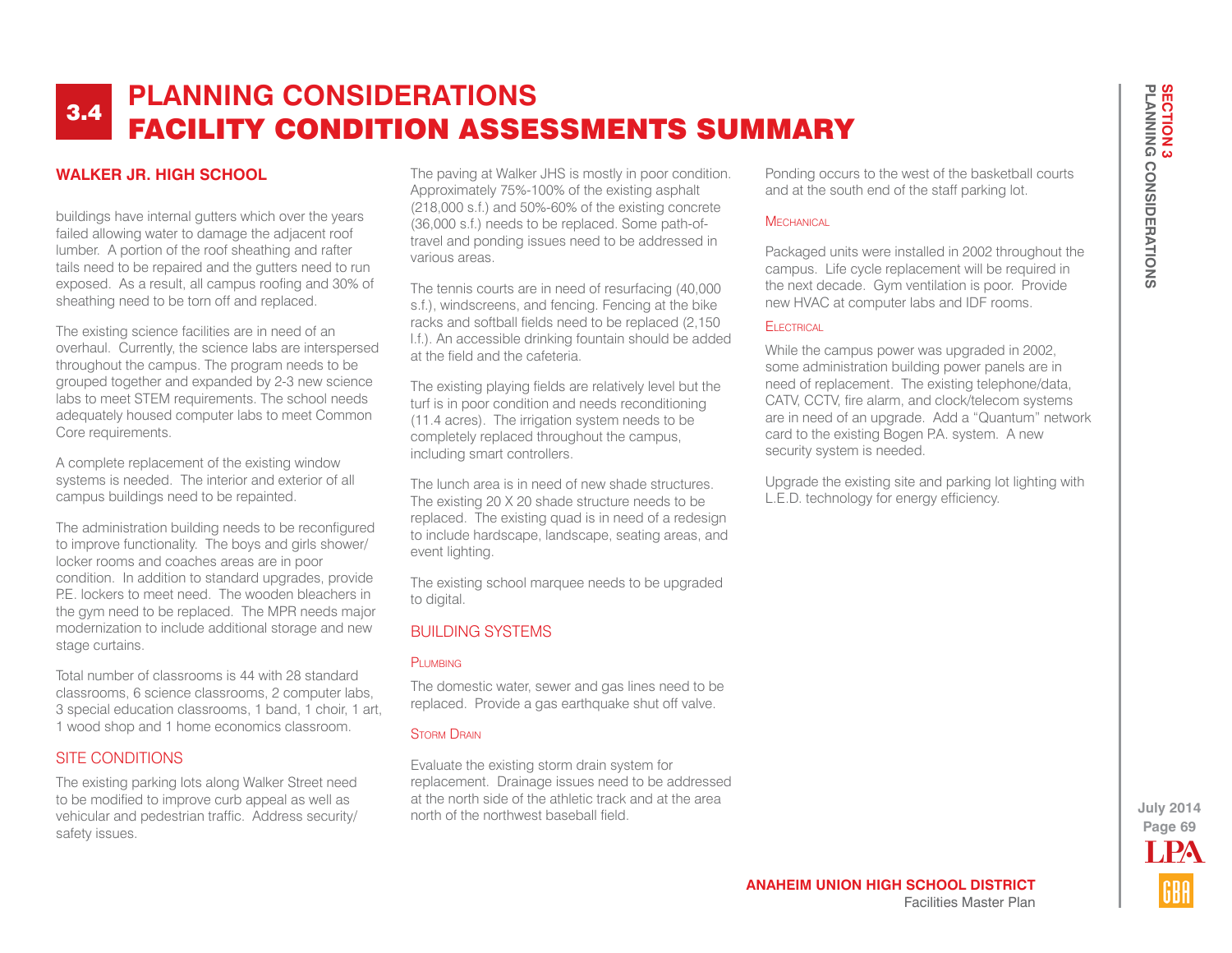# 3.4 PLANNING CONSIDERATIONS
# FACILITY CONDITION ASSESSMENTS SUMMARY

## WALKER JR. HIGH SCHOOL

buildings have internal gutters which over the years failed allowing water to damage the adjacent roof lumber. A portion of the roof sheathing and rafter tails need to be repaired and the gutters need to run exposed. As a result, all campus roofing and 30% of sheathing need to be torn off and replaced.

The existing science facilities are in need of an overhaul. Currently, the science labs are interspersed throughout the campus. The program needs to be grouped together and expanded by 2-3 new science labs to meet STEM requirements. The school needs adequately housed computer labs to meet Common Core requirements.

A complete replacement of the existing window systems is needed. The interior and exterior of all campus buildings need to be repainted.

The administration building needs to be reconfigured to improve functionality. The boys and girls shower/locker rooms and coaches areas are in poor condition. In addition to standard upgrades, provide P.E. lockers to meet need. The wooden bleachers in the gym need to be replaced. The MPR needs major modernization to include additional storage and new stage curtains.

Total number of classrooms is 44 with 28 standard classrooms, 6 science classrooms, 2 computer labs, 3 special education classrooms, 1 band, 1 choir, 1 art, 1 wood shop and 1 home economics classroom.

### SITE CONDITIONS

The existing parking lots along Walker Street need to be modified to improve curb appeal as well as vehicular and pedestrian traffic. Address security/safety issues.

The paving at Walker JHS is mostly in poor condition. Approximately 75%-100% of the existing asphalt (218,000 s.f.) and 50%-60% of the existing concrete (36,000 s.f.) needs to be replaced. Some path-of-travel and ponding issues need to be addressed in various areas.

The tennis courts are in need of resurfacing (40,000 s.f.), windscreens, and fencing. Fencing at the bike racks and softball fields need to be replaced (2,150 l.f.). An accessible drinking fountain should be added at the field and the cafeteria.

The existing playing fields are relatively level but the turf is in poor condition and needs reconditioning (11.4 acres). The irrigation system needs to be completely replaced throughout the campus, including smart controllers.

The lunch area is in need of new shade structures. The existing 20 X 20 shade structure needs to be replaced. The existing quad is in need of a redesign to include hardscape, landscape, seating areas, and event lighting.

The existing school marquee needs to be upgraded to digital.

### BUILDING SYSTEMS

#### Plumbing

The domestic water, sewer and gas lines need to be replaced. Provide a gas earthquake shut off valve.

#### Storm Drain

Evaluate the existing storm drain system for replacement. Drainage issues need to be addressed at the north side of the athletic track and at the area north of the northwest baseball field.

Ponding occurs to the west of the basketball courts and at the south end of the staff parking lot.

#### Mechanical

Packaged units were installed in 2002 throughout the campus. Life cycle replacement will be required in the next decade. Gym ventilation is poor. Provide new HVAC at computer labs and IDF rooms.

#### Electrical

While the campus power was upgraded in 2002, some administration building power panels are in need of replacement. The existing telephone/data, CATV, CCTV, fire alarm, and clock/telecom systems are in need of an upgrade. Add a "Quantum" network card to the existing Bogen P.A. system. A new security system is needed.

Upgrade the existing site and parking lot lighting with L.E.D. technology for energy efficiency.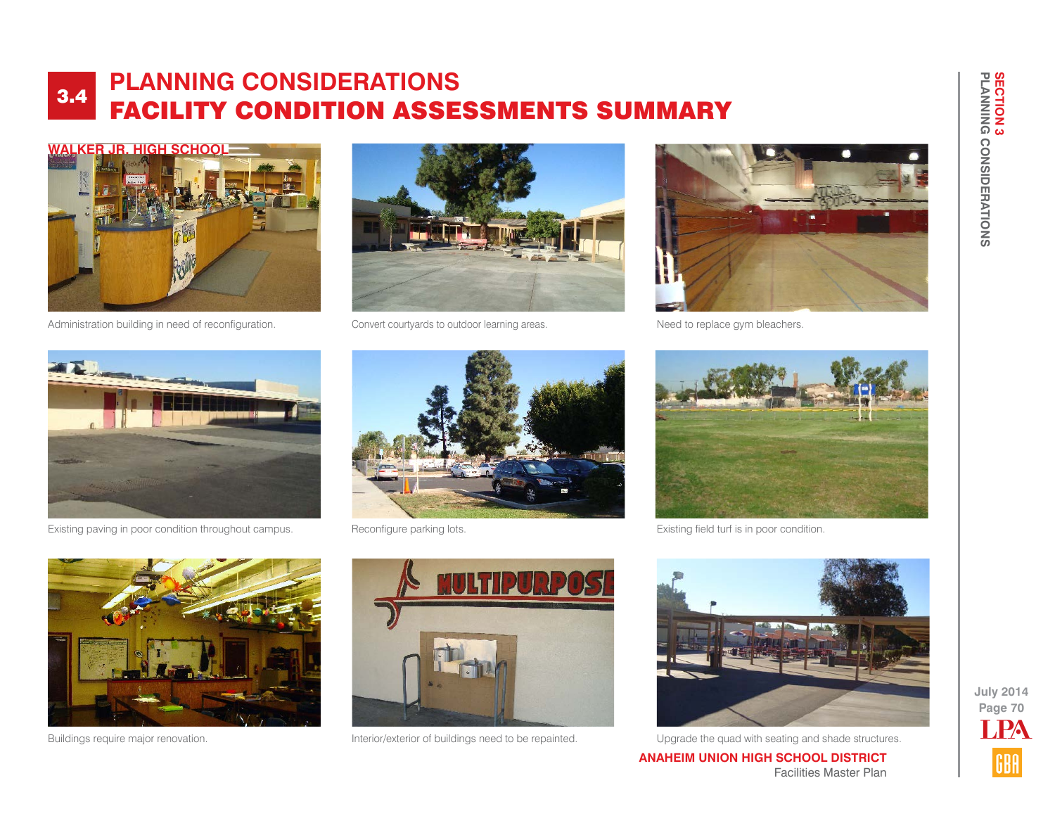# 3.4 PLANNING CONSIDERATIONS
# FACILITY CONDITION ASSESSMENTS SUMMARY

## WALKER JR. HIGH SCHOOL

Administration building in need of reconfiguration.

Convert courtyards to outdoor learning areas.

Need to replace gym bleachers.

Existing paving in poor condition throughout campus.

Reconfigure parking lots.

Existing field turf is in poor condition.

Buildings require major renovation.

Interior/exterior of buildings need to be repainted.

Upgrade the quad with seating and shade structures.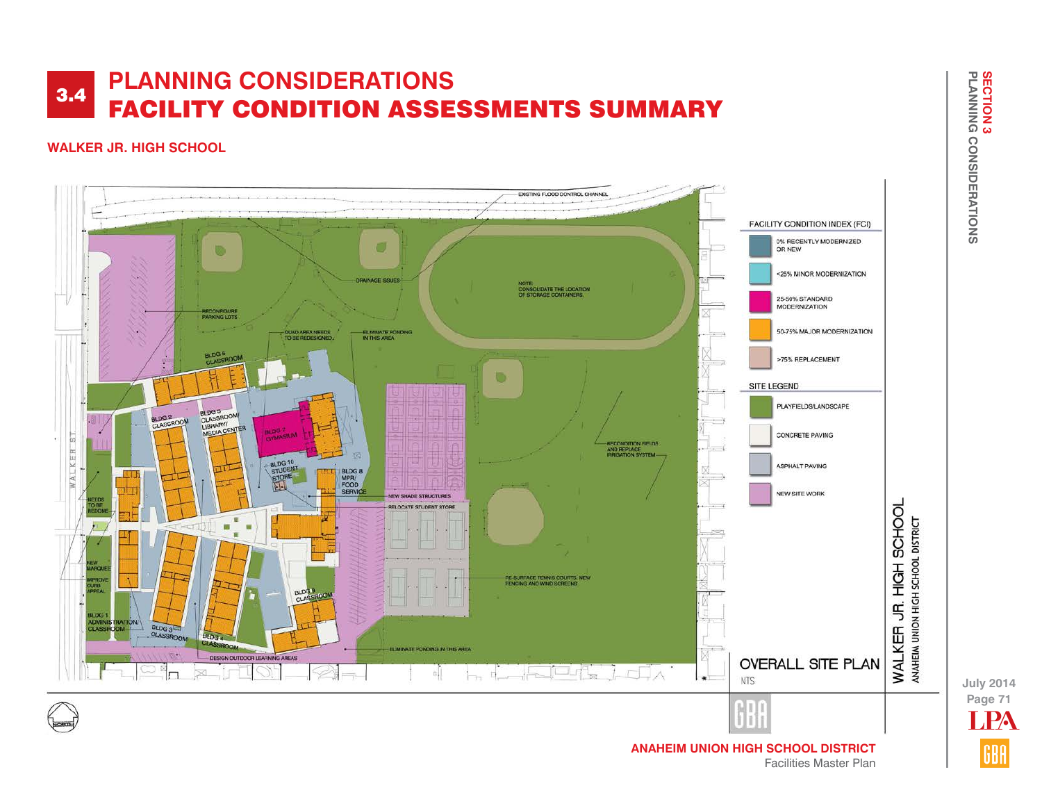# 3.4 PLANNING CONSIDERATIONS
# FACILITY CONDITION ASSESSMENTS SUMMARY

## WALKER JR. HIGH SCHOOL

EXISTING FLOOD CONTROL CHANNEL

DRAINAGE ISSUES

NOTE: CONSOLIDATE THE LOCATION OF STORAGE CONTAINERS.

RECONFIGURE PARKING LOTS

QUAD AREA NEEDS TO BE REDESIGNED.

ELIMINATE PONDING IN THIS AREA

BLDG 6 CLASSROOM

BLDG 2 CLASSROOM

BLDG 5 CLASSROOM/ LIBRARY/ MEDIA CENTER

BLDG 7 GYMNASIUM

BLDG 10 STUDENT STORE

BLDG 8 MPR/ FOOD SERVICE

RECONDITION FIELDS AND REPLACE IRRIGATION SYSTEM

NEW SHADE STRUCTURES

RELOCATE STUDENT STORE

NEEDS TO BE REDONE

NEW MARQUEE

IMPROVE CURB APPEAL

BLDG 9 CLASSROOM

RE-SURFACE TENNIS COURTS, NEW FENCING AND WIND SCREENS

BLDG 1 ADMINISTRATION/ CLASSROOM

BLDG 3 CLASSROOM

BLDG 4 CLASSROOM

DESIGN OUTDOOR LEARNING AREAS

ELIMINATE PONDING IN THIS AREA

WALKER ST.

**FACILITY CONDITION INDEX (FCI)**

- 0% RECENTLY MODERNIZED OR NEW
- <25% MINOR MODERNIZATION
- 25-50% STANDARD MODERNIZATION
- 50-75% MAJOR MODERNIZATION
- >75% REPLACEMENT

**SITE LEGEND**

- PLAYFIELDS/LANDSCAPE
- CONCRETE PAVING
- ASPHALT PAVING
- NEW SITE WORK

OVERALL SITE PLAN

NTS

WALKER JR. HIGH SCHOOL

ANAHEIM UNION HIGH SCHOOL DISTRICT

GBA

NORTH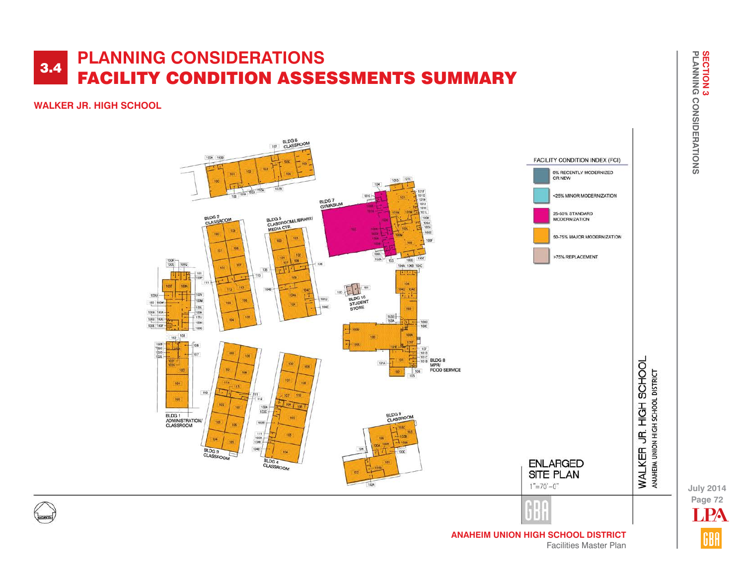# 3.4 PLANNING CONSIDERATIONS
# FACILITY CONDITION ASSESSMENTS SUMMARY

## WALKER JR. HIGH SCHOOL

FACILITY CONDITION INDEX (FCI)

0% RECENTLY MODERNIZED OR NEW

<25% MINOR MODERNIZATION

25-50% STANDARD MODERNIZATION

50-75% MAJOR MODERNIZATION

>75% REPLACEMENT

BLDG 1 ADMINISTRATION/ CLASSROOM

BLDG 2 CLASSROOM

BLDG 3 CLASSROOM

BLDG 4 CLASSROOM

BLDG 5 CLASSROOM/LIBRARY/ MEDIA CTR.

BLDG 6 CLASSROOM

BLDG 7 GYMNASIUM

BLDG 8 MPR/ FOOD SERVICE

BLDG 9 CLASSROOM

BLDG 10 STUDENT STORE

ENLARGED SITE PLAN

1"=70'-0"

WALKER JR. HIGH SCHOOL

ANAHEIM UNION HIGH SCHOOL DISTRICT

ANAHEIM UNION HIGH SCHOOL DISTRICT

Facilities Master Plan

July 2014